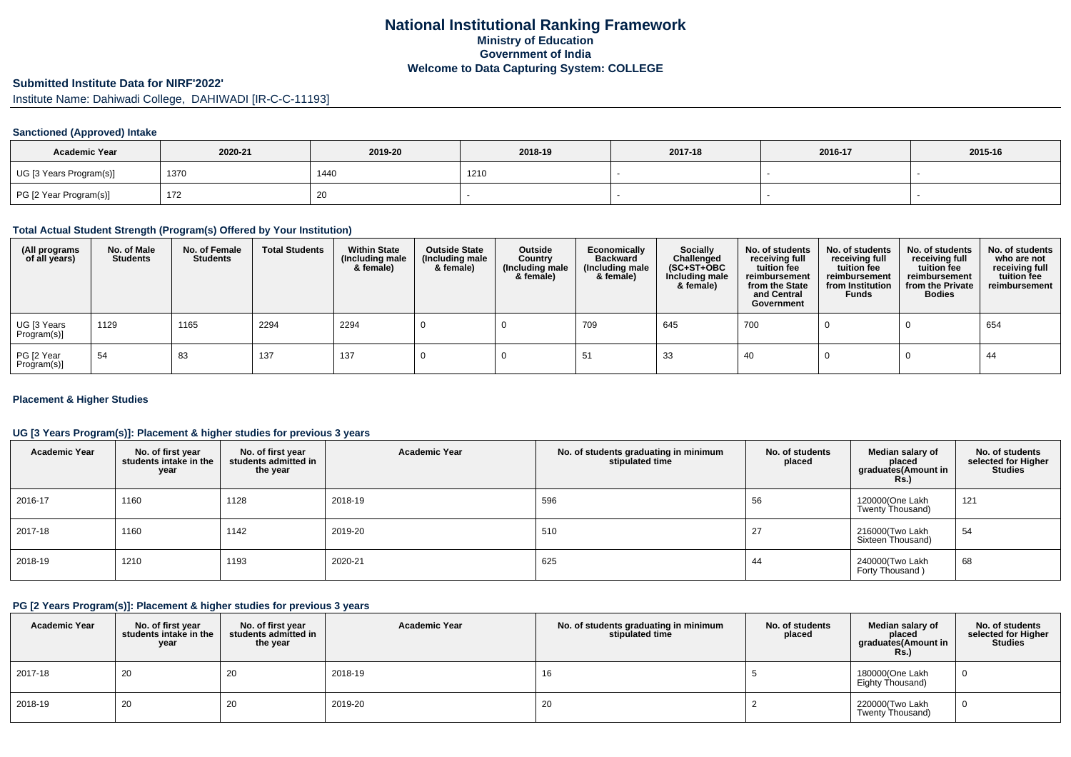# National Institutional Ranking Framework
## Ministry of Education
## Government of India
## Welcome to Data Capturing System: COLLEGE

### Submitted Institute Data for NIRF'2022'

Institute Name: Dahiwadi College, DAHIWADI [IR-C-C-11193]

#### Sanctioned (Approved) Intake

| Academic Year | 2020-21 | 2019-20 | 2018-19 | 2017-18 | 2016-17 | 2015-16 |
|---|---|---|---|---|---|---|
| UG [3 Years Program(s)] | 1370 | 1440 | 1210 | - | - | - |
| PG [2 Year Program(s)] | 172 | 20 | - | - | - | - |

#### Total Actual Student Strength (Program(s) Offered by Your Institution)

| (All programs of all years) | No. of Male Students | No. of Female Students | Total Students | Within State (Including male & female) | Outside State (Including male & female) | Outside Country (Including male & female) | Economically Backward (Including male & female) | Socially Challenged (SC+ST+OBC Including male & female) | No. of students receiving full tuition fee reimbursement from the State and Central Government | No. of students receiving full tuition fee reimbursement from Institution Funds | No. of students receiving full tuition fee reimbursement from the Private Bodies | No. of students who are not receiving full tuition fee reimbursement |
|---|---|---|---|---|---|---|---|---|---|---|---|---|
| UG [3 Years Program(s)] | 1129 | 1165 | 2294 | 2294 | 0 | 0 | 709 | 645 | 700 | 0 | 0 | 654 |
| PG [2 Year Program(s)] | 54 | 83 | 137 | 137 | 0 | 0 | 51 | 33 | 40 | 0 | 0 | 44 |

#### Placement & Higher Studies

#### UG [3 Years Program(s)]: Placement & higher studies for previous 3 years

| Academic Year | No. of first year students intake in the year | No. of first year students admitted in the year | Academic Year | No. of students graduating in minimum stipulated time | No. of students placed | Median salary of placed graduates(Amount in Rs.) | No. of students selected for Higher Studies |
|---|---|---|---|---|---|---|---|
| 2016-17 | 1160 | 1128 | 2018-19 | 596 | 56 | 120000(One Lakh Twenty Thousand) | 121 |
| 2017-18 | 1160 | 1142 | 2019-20 | 510 | 27 | 216000(Two Lakh Sixteen Thousand) | 54 |
| 2018-19 | 1210 | 1193 | 2020-21 | 625 | 44 | 240000(Two Lakh Forty Thousand ) | 68 |

#### PG [2 Years Program(s)]: Placement & higher studies for previous 3 years

| Academic Year | No. of first year students intake in the year | No. of first year students admitted in the year | Academic Year | No. of students graduating in minimum stipulated time | No. of students placed | Median salary of placed graduates(Amount in Rs.) | No. of students selected for Higher Studies |
|---|---|---|---|---|---|---|---|
| 2017-18 | 20 | 20 | 2018-19 | 16 | 5 | 180000(One Lakh Eighty Thousand) | 0 |
| 2018-19 | 20 | 20 | 2019-20 | 20 | 2 | 220000(Two Lakh Twenty Thousand) | 0 |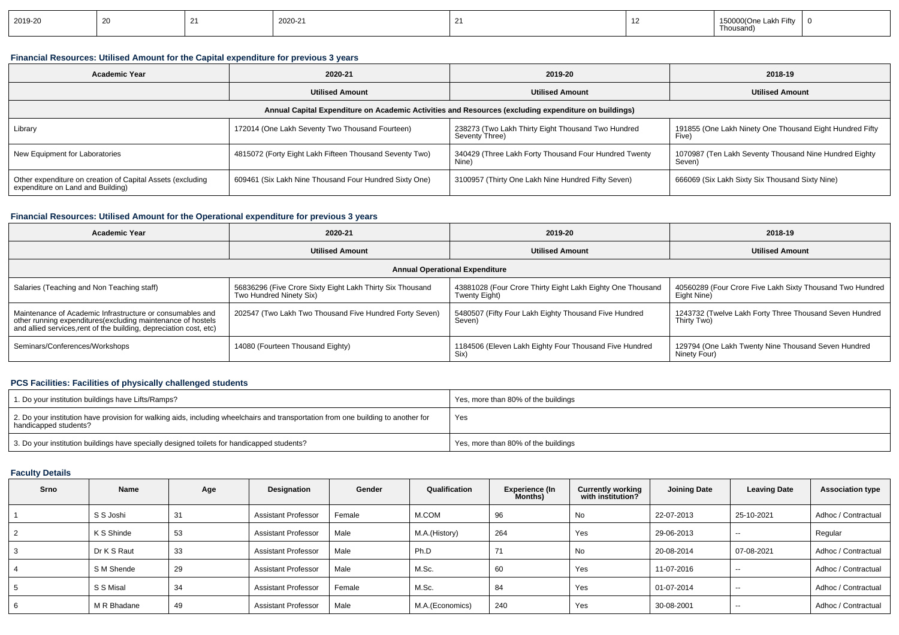| 2019-20 | 20 | 21 | 2020-21 | 21 | 12 | 150000(One Lakh Fifty Thousand) | 0 |
|---|---|---|---|---|---|---|---|

### Financial Resources: Utilised Amount for the Capital expenditure for previous 3 years

| Academic Year | 2020-21 | 2019-20 | 2018-19 |
|---|---|---|---|
| | Utilised Amount | Utilised Amount | Utilised Amount |
| Annual Capital Expenditure on Academic Activities and Resources (excluding expenditure on buildings) | | | |
| Library | 172014 (One Lakh Seventy Two Thousand Fourteen) | 238273 (Two Lakh Thirty Eight Thousand Two Hundred Seventy Three) | 191855 (One Lakh Ninety One Thousand Eight Hundred Fifty Five) |
| New Equipment for Laboratories | 4815072 (Forty Eight Lakh Fifteen Thousand Seventy Two) | 340429 (Three Lakh Forty Thousand Four Hundred Twenty Nine) | 1070987 (Ten Lakh Seventy Thousand Nine Hundred Eighty Seven) |
| Other expenditure on creation of Capital Assets (excluding expenditure on Land and Building) | 609461 (Six Lakh Nine Thousand Four Hundred Sixty One) | 3100957 (Thirty One Lakh Nine Hundred Fifty Seven) | 666069 (Six Lakh Sixty Six Thousand Sixty Nine) |

### Financial Resources: Utilised Amount for the Operational expenditure for previous 3 years

| Academic Year | 2020-21 | 2019-20 | 2018-19 |
|---|---|---|---|
| | Utilised Amount | Utilised Amount | Utilised Amount |
| Annual Operational Expenditure | | | |
| Salaries (Teaching and Non Teaching staff) | 56836296 (Five Crore Sixty Eight Lakh Thirty Six Thousand Two Hundred Ninety Six) | 43881028 (Four Crore Thirty Eight Lakh Eighty One Thousand Twenty Eight) | 40560289 (Four Crore Five Lakh Sixty Thousand Two Hundred Eighty Nine) |
| Maintenance of Academic Infrastructure or consumables and other running expenditures(excluding maintenance of hostels and allied services,rent of the building, depreciation cost, etc) | 202547 (Two Lakh Two Thousand Five Hundred Forty Seven) | 5480507 (Fifty Four Lakh Eighty Thousand Five Hundred Seven) | 1243732 (Twelve Lakh Forty Three Thousand Seven Hundred Thirty Two) |
| Seminars/Conferences/Workshops | 14080 (Fourteen Thousand Eighty) | 1184506 (Eleven Lakh Eighty Four Thousand Five Hundred Six) | 129794 (One Lakh Twenty Nine Thousand Seven Hundred Ninety Four) |

### PCS Facilities: Facilities of physically challenged students

| | |
|---|---|
| 1. Do your institution buildings have Lifts/Ramps? | Yes, more than 80% of the buildings |
| 2. Do your institution have provision for walking aids, including wheelchairs and transportation from one building to another for handicapped students? | Yes |
| 3. Do your institution buildings have specially designed toilets for handicapped students? | Yes, more than 80% of the buildings |

### Faculty Details

| Srno | Name | Age | Designation | Gender | Qualification | Experience (In Months) | Currently working with institution? | Joining Date | Leaving Date | Association type |
|---|---|---|---|---|---|---|---|---|---|---|
| 1 | S S Joshi | 31 | Assistant Professor | Female | M.COM | 96 | No | 22-07-2013 | 25-10-2021 | Adhoc / Contractual |
| 2 | K S Shinde | 53 | Assistant Professor | Male | M.A.(History) | 264 | Yes | 29-06-2013 | -- | Regular |
| 3 | Dr K S Raut | 33 | Assistant Professor | Male | Ph.D | 71 | No | 20-08-2014 | 07-08-2021 | Adhoc / Contractual |
| 4 | S M Shende | 29 | Assistant Professor | Male | M.Sc. | 60 | Yes | 11-07-2016 | -- | Adhoc / Contractual |
| 5 | S S Misal | 34 | Assistant Professor | Female | M.Sc. | 84 | Yes | 01-07-2014 | -- | Adhoc / Contractual |
| 6 | M R Bhadane | 49 | Assistant Professor | Male | M.A.(Economics) | 240 | Yes | 30-08-2001 | -- | Adhoc / Contractual |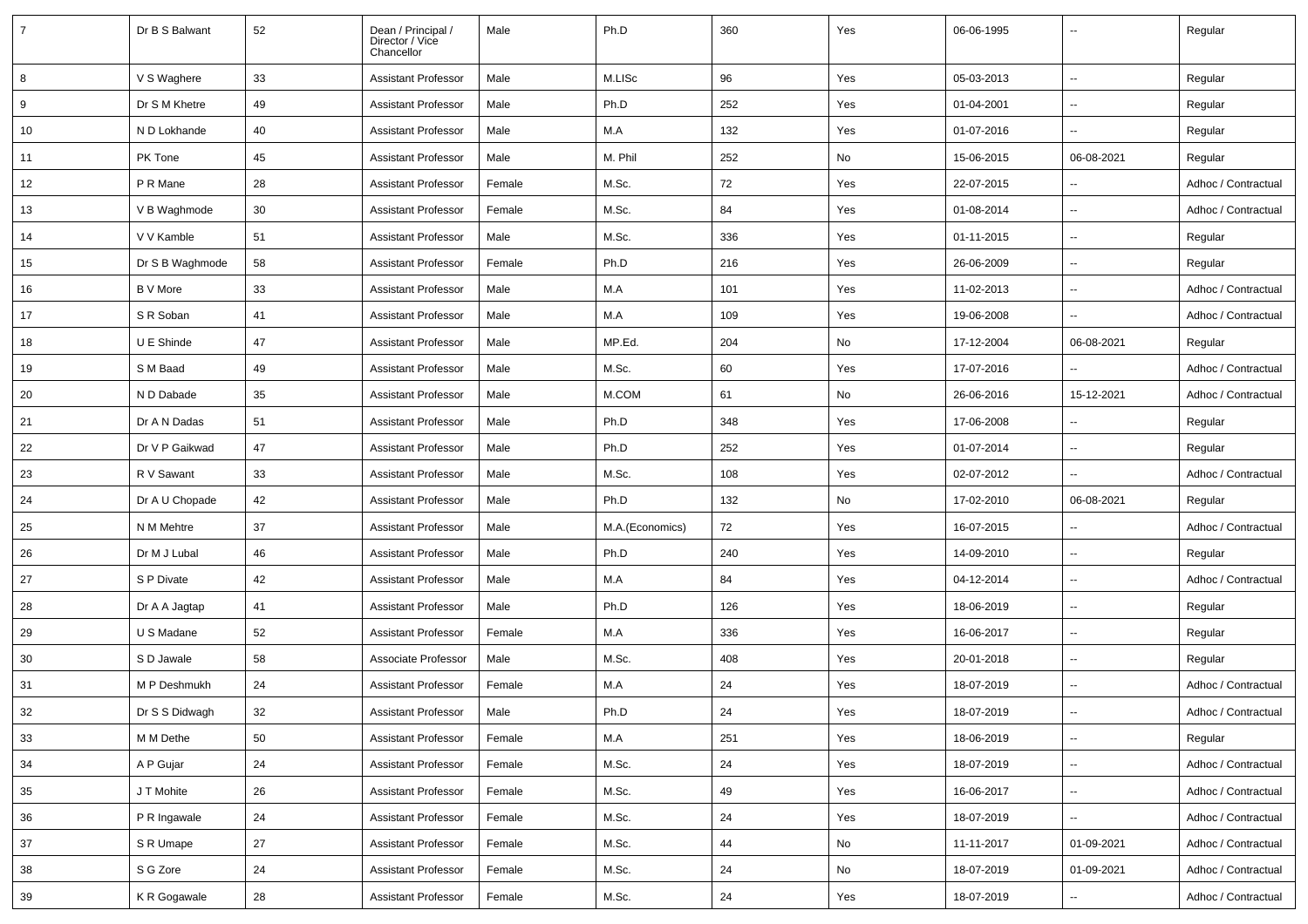| 7 | Dr B S Balwant | 52 | Dean / Principal / Director / Vice Chancellor | Male | Ph.D | 360 | Yes | 06-06-1995 | -- | Regular |
|---|---|---|---|---|---|---|---|---|---|---|
| 8 | V S Waghere | 33 | Assistant Professor | Male | M.LISc | 96 | Yes | 05-03-2013 | -- | Regular |
| 9 | Dr S M Khetre | 49 | Assistant Professor | Male | Ph.D | 252 | Yes | 01-04-2001 | -- | Regular |
| 10 | N D Lokhande | 40 | Assistant Professor | Male | M.A | 132 | Yes | 01-07-2016 | -- | Regular |
| 11 | PK Tone | 45 | Assistant Professor | Male | M. Phil | 252 | No | 15-06-2015 | 06-08-2021 | Regular |
| 12 | P R Mane | 28 | Assistant Professor | Female | M.Sc. | 72 | Yes | 22-07-2015 | -- | Adhoc / Contractual |
| 13 | V B Waghmode | 30 | Assistant Professor | Female | M.Sc. | 84 | Yes | 01-08-2014 | -- | Adhoc / Contractual |
| 14 | V V Kamble | 51 | Assistant Professor | Male | M.Sc. | 336 | Yes | 01-11-2015 | -- | Regular |
| 15 | Dr S B Waghmode | 58 | Assistant Professor | Female | Ph.D | 216 | Yes | 26-06-2009 | -- | Regular |
| 16 | B V More | 33 | Assistant Professor | Male | M.A | 101 | Yes | 11-02-2013 | -- | Adhoc / Contractual |
| 17 | S R Soban | 41 | Assistant Professor | Male | M.A | 109 | Yes | 19-06-2008 | -- | Adhoc / Contractual |
| 18 | U E Shinde | 47 | Assistant Professor | Male | MP.Ed. | 204 | No | 17-12-2004 | 06-08-2021 | Regular |
| 19 | S M Baad | 49 | Assistant Professor | Male | M.Sc. | 60 | Yes | 17-07-2016 | -- | Adhoc / Contractual |
| 20 | N D Dabade | 35 | Assistant Professor | Male | M.COM | 61 | No | 26-06-2016 | 15-12-2021 | Adhoc / Contractual |
| 21 | Dr A N Dadas | 51 | Assistant Professor | Male | Ph.D | 348 | Yes | 17-06-2008 | -- | Regular |
| 22 | Dr V P Gaikwad | 47 | Assistant Professor | Male | Ph.D | 252 | Yes | 01-07-2014 | -- | Regular |
| 23 | R V Sawant | 33 | Assistant Professor | Male | M.Sc. | 108 | Yes | 02-07-2012 | -- | Adhoc / Contractual |
| 24 | Dr A U Chopade | 42 | Assistant Professor | Male | Ph.D | 132 | No | 17-02-2010 | 06-08-2021 | Regular |
| 25 | N M Mehtre | 37 | Assistant Professor | Male | M.A.(Economics) | 72 | Yes | 16-07-2015 | -- | Adhoc / Contractual |
| 26 | Dr M J Lubal | 46 | Assistant Professor | Male | Ph.D | 240 | Yes | 14-09-2010 | -- | Regular |
| 27 | S P Divate | 42 | Assistant Professor | Male | M.A | 84 | Yes | 04-12-2014 | -- | Adhoc / Contractual |
| 28 | Dr A A Jagtap | 41 | Assistant Professor | Male | Ph.D | 126 | Yes | 18-06-2019 | -- | Regular |
| 29 | U S Madane | 52 | Assistant Professor | Female | M.A | 336 | Yes | 16-06-2017 | -- | Regular |
| 30 | S D Jawale | 58 | Associate Professor | Male | M.Sc. | 408 | Yes | 20-01-2018 | -- | Regular |
| 31 | M P Deshmukh | 24 | Assistant Professor | Female | M.A | 24 | Yes | 18-07-2019 | -- | Adhoc / Contractual |
| 32 | Dr S S Didwagh | 32 | Assistant Professor | Male | Ph.D | 24 | Yes | 18-07-2019 | -- | Adhoc / Contractual |
| 33 | M M Dethe | 50 | Assistant Professor | Female | M.A | 251 | Yes | 18-06-2019 | -- | Regular |
| 34 | A P Gujar | 24 | Assistant Professor | Female | M.Sc. | 24 | Yes | 18-07-2019 | -- | Adhoc / Contractual |
| 35 | J T Mohite | 26 | Assistant Professor | Female | M.Sc. | 49 | Yes | 16-06-2017 | -- | Adhoc / Contractual |
| 36 | P R Ingawale | 24 | Assistant Professor | Female | M.Sc. | 24 | Yes | 18-07-2019 | -- | Adhoc / Contractual |
| 37 | S R Umape | 27 | Assistant Professor | Female | M.Sc. | 44 | No | 11-11-2017 | 01-09-2021 | Adhoc / Contractual |
| 38 | S G Zore | 24 | Assistant Professor | Female | M.Sc. | 24 | No | 18-07-2019 | 01-09-2021 | Adhoc / Contractual |
| 39 | K R Gogawale | 28 | Assistant Professor | Female | M.Sc. | 24 | Yes | 18-07-2019 | -- | Adhoc / Contractual |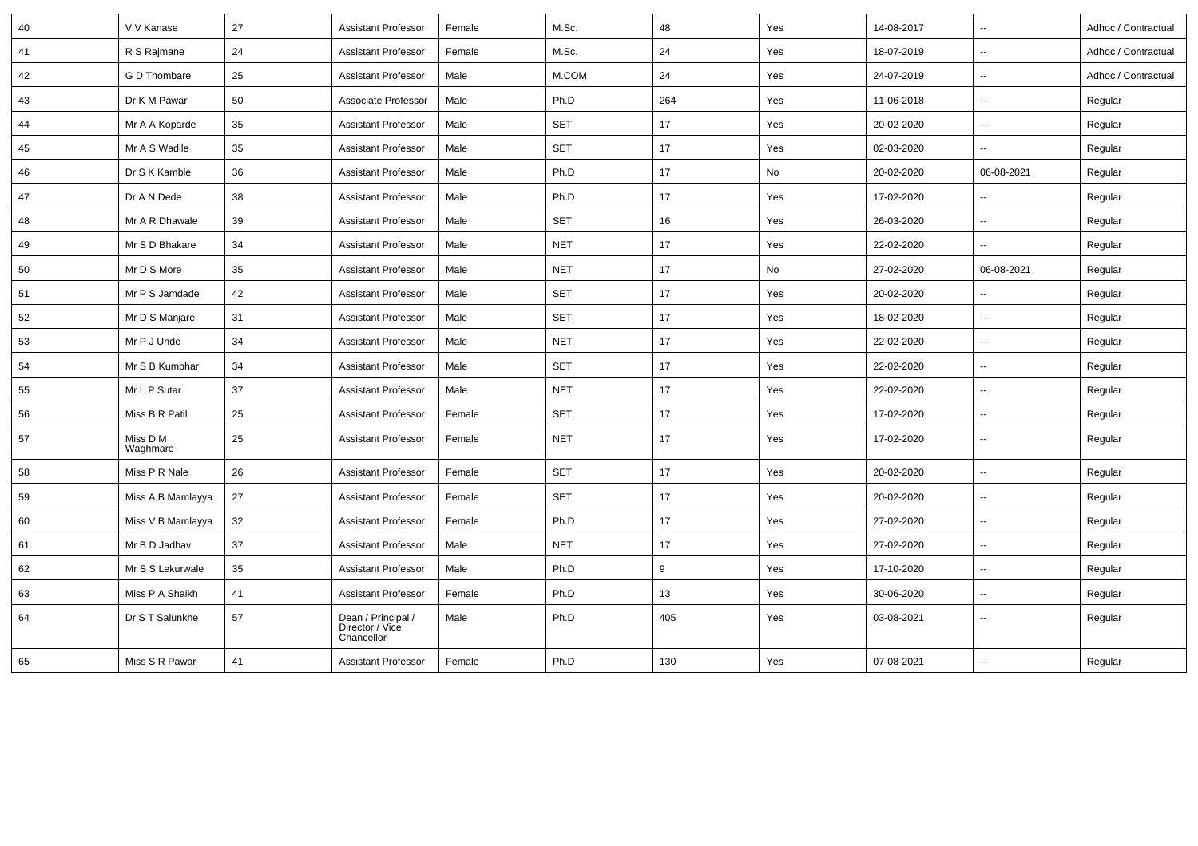| | | | | | | | | | | |
|---|---|---|---|---|---|---|---|---|---|---|
| 40 | V V Kanase | 27 | Assistant Professor | Female | M.Sc. | 48 | Yes | 14-08-2017 | -- | Adhoc / Contractual |
| 41 | R S Rajmane | 24 | Assistant Professor | Female | M.Sc. | 24 | Yes | 18-07-2019 | -- | Adhoc / Contractual |
| 42 | G D Thombare | 25 | Assistant Professor | Male | M.COM | 24 | Yes | 24-07-2019 | -- | Adhoc / Contractual |
| 43 | Dr K M Pawar | 50 | Associate Professor | Male | Ph.D | 264 | Yes | 11-06-2018 | -- | Regular |
| 44 | Mr A A Koparde | 35 | Assistant Professor | Male | SET | 17 | Yes | 20-02-2020 | -- | Regular |
| 45 | Mr A S Wadile | 35 | Assistant Professor | Male | SET | 17 | Yes | 02-03-2020 | -- | Regular |
| 46 | Dr S K Kamble | 36 | Assistant Professor | Male | Ph.D | 17 | No | 20-02-2020 | 06-08-2021 | Regular |
| 47 | Dr A N Dede | 38 | Assistant Professor | Male | Ph.D | 17 | Yes | 17-02-2020 | -- | Regular |
| 48 | Mr A R Dhawale | 39 | Assistant Professor | Male | SET | 16 | Yes | 26-03-2020 | -- | Regular |
| 49 | Mr S D Bhakare | 34 | Assistant Professor | Male | NET | 17 | Yes | 22-02-2020 | -- | Regular |
| 50 | Mr D S More | 35 | Assistant Professor | Male | NET | 17 | No | 27-02-2020 | 06-08-2021 | Regular |
| 51 | Mr P S Jamdade | 42 | Assistant Professor | Male | SET | 17 | Yes | 20-02-2020 | -- | Regular |
| 52 | Mr D S Manjare | 31 | Assistant Professor | Male | SET | 17 | Yes | 18-02-2020 | -- | Regular |
| 53 | Mr P J Unde | 34 | Assistant Professor | Male | NET | 17 | Yes | 22-02-2020 | -- | Regular |
| 54 | Mr S B Kumbhar | 34 | Assistant Professor | Male | SET | 17 | Yes | 22-02-2020 | -- | Regular |
| 55 | Mr L P Sutar | 37 | Assistant Professor | Male | NET | 17 | Yes | 22-02-2020 | -- | Regular |
| 56 | Miss B R Patil | 25 | Assistant Professor | Female | SET | 17 | Yes | 17-02-2020 | -- | Regular |
| 57 | Miss D M Waghmare | 25 | Assistant Professor | Female | NET | 17 | Yes | 17-02-2020 | -- | Regular |
| 58 | Miss P R Nale | 26 | Assistant Professor | Female | SET | 17 | Yes | 20-02-2020 | -- | Regular |
| 59 | Miss A B Mamlayya | 27 | Assistant Professor | Female | SET | 17 | Yes | 20-02-2020 | -- | Regular |
| 60 | Miss V B Mamlayya | 32 | Assistant Professor | Female | Ph.D | 17 | Yes | 27-02-2020 | -- | Regular |
| 61 | Mr B D Jadhav | 37 | Assistant Professor | Male | NET | 17 | Yes | 27-02-2020 | -- | Regular |
| 62 | Mr S S Lekurwale | 35 | Assistant Professor | Male | Ph.D | 9 | Yes | 17-10-2020 | -- | Regular |
| 63 | Miss P A Shaikh | 41 | Assistant Professor | Female | Ph.D | 13 | Yes | 30-06-2020 | -- | Regular |
| 64 | Dr S T Salunkhe | 57 | Dean / Principal / Director / Vice Chancellor | Male | Ph.D | 405 | Yes | 03-08-2021 | -- | Regular |
| 65 | Miss S R Pawar | 41 | Assistant Professor | Female | Ph.D | 130 | Yes | 07-08-2021 | -- | Regular |